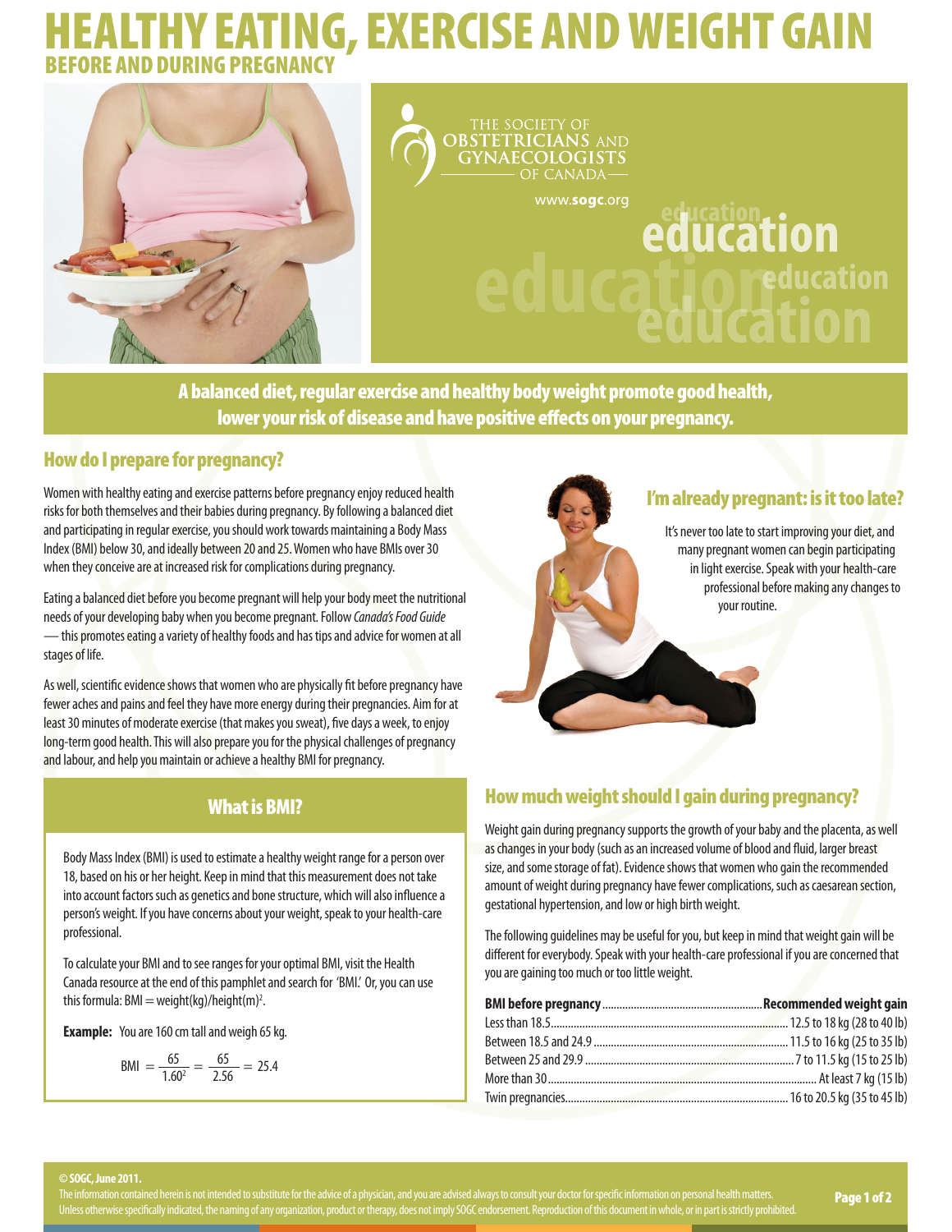# HEALTHY EATING, EXERCISE AND WEIGHT GAIN

## BEFORE AND DURING PREGNANCY

THE SOCIETY OF OBSTETRICIANS AND GYNAECOLOGISTS OF CANADA

www.sogc.org

education

**A balanced diet, regular exercise and healthy body weight promote good health, lower your risk of disease and have positive effects on your pregnancy.**

## How do I prepare for pregnancy?

Women with healthy eating and exercise patterns before pregnancy enjoy reduced health risks for both themselves and their babies during pregnancy. By following a balanced diet and participating in regular exercise, you should work towards maintaining a Body Mass Index (BMI) below 30, and ideally between 20 and 25. Women who have BMIs over 30 when they conceive are at increased risk for complications during pregnancy.

Eating a balanced diet before you become pregnant will help your body meet the nutritional needs of your developing baby when you become pregnant. Follow *Canada's Food Guide* — this promotes eating a variety of healthy foods and has tips and advice for women at all stages of life.

As well, scientific evidence shows that women who are physically fit before pregnancy have fewer aches and pains and feel they have more energy during their pregnancies. Aim for at least 30 minutes of moderate exercise (that makes you sweat), five days a week, to enjoy long-term good health. This will also prepare you for the physical challenges of pregnancy and labour, and help you maintain or achieve a healthy BMI for pregnancy.

## I'm already pregnant: is it too late?

It's never too late to start improving your diet, and many pregnant women can begin participating in light exercise. Speak with your health-care professional before making any changes to your routine.

## What is BMI?

Body Mass Index (BMI) is used to estimate a healthy weight range for a person over 18, based on his or her height. Keep in mind that this measurement does not take into account factors such as genetics and bone structure, which will also influence a person's weight. If you have concerns about your weight, speak to your health-care professional.

To calculate your BMI and to see ranges for your optimal BMI, visit the Health Canada resource at the end of this pamphlet and search for 'BMI.' Or, you can use this formula: BMI = weight(kg)/height(m)$^2$.

**Example:** You are 160 cm tall and weigh 65 kg.

$$\text{BMI} = \frac{65}{1.60^2} = \frac{65}{2.56} = 25.4$$

## How much weight should I gain during pregnancy?

Weight gain during pregnancy supports the growth of your baby and the placenta, as well as changes in your body (such as an increased volume of blood and fluid, larger breast size, and some storage of fat). Evidence shows that women who gain the recommended amount of weight during pregnancy have fewer complications, such as caesarean section, gestational hypertension, and low or high birth weight.

The following guidelines may be useful for you, but keep in mind that weight gain will be different for everybody. Speak with your health-care professional if you are concerned that you are gaining too much or too little weight.

| BMI before pregnancy | Recommended weight gain |
|---|---|
| Less than 18.5 | 12.5 to 18 kg (28 to 40 lb) |
| Between 18.5 and 24.9 | 11.5 to 16 kg (25 to 35 lb) |
| Between 25 and 29.9 | 7 to 11.5 kg (15 to 25 lb) |
| More than 30 | At least 7 kg (15 lb) |
| Twin pregnancies | 16 to 20.5 kg (35 to 45 lb) |

**© SOGC, June 2011.**

The information contained herein is not intended to substitute for the advice of a physician, and you are advised always to consult your doctor for specific information on personal health matters. Unless otherwise specifically indicated, the naming of any organization, product or therapy, does not imply SOGC endorsement. Reproduction of this document in whole, or in part is strictly prohibited.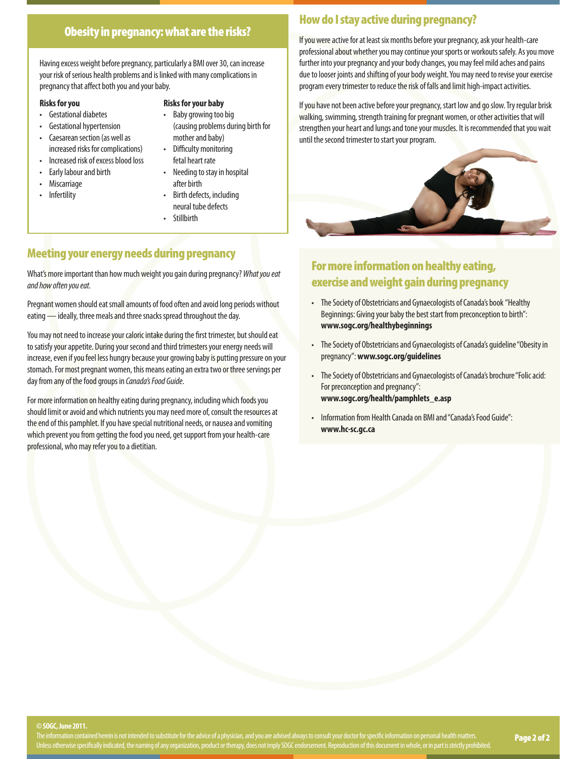## Obesity in pregnancy: what are the risks?

Having excess weight before pregnancy, particularly a BMI over 30, can increase your risk of serious health problems and is linked with many complications in pregnancy that affect both you and your baby.

**Risks for you**

- Gestational diabetes
- Gestational hypertension
- Caesarean section (as well as increased risks for complications)
- Increased risk of excess blood loss
- Early labour and birth
- Miscarriage
- Infertility

**Risks for your baby**

- Baby growing too big (causing problems during birth for mother and baby)
- Difficulty monitoring fetal heart rate
- Needing to stay in hospital after birth
- Birth defects, including neural tube defects
- Stillbirth

## Meeting your energy needs during pregnancy

What's more important than how much weight you gain during pregnancy? *What you eat and how often you eat.*

Pregnant women should eat small amounts of food often and avoid long periods without eating — ideally, three meals and three snacks spread throughout the day.

You may not need to increase your caloric intake during the first trimester, but should eat to satisfy your appetite. During your second and third trimesters your energy needs will increase, even if you feel less hungry because your growing baby is putting pressure on your stomach. For most pregnant women, this means eating an extra two or three servings per day from any of the food groups in *Canada's Food Guide*.

For more information on healthy eating during pregnancy, including which foods you should limit or avoid and which nutrients you may need more of, consult the resources at the end of this pamphlet. If you have special nutritional needs, or nausea and vomiting which prevent you from getting the food you need, get support from your health-care professional, who may refer you to a dietitian.

## How do I stay active during pregnancy?

If you were active for at least six months before your pregnancy, ask your health-care professional about whether you may continue your sports or workouts safely. As you move further into your pregnancy and your body changes, you may feel mild aches and pains due to looser joints and shifting of your body weight. You may need to revise your exercise program every trimester to reduce the risk of falls and limit high-impact activities.

If you have not been active before your pregnancy, start low and go slow. Try regular brisk walking, swimming, strength training for pregnant women, or other activities that will strengthen your heart and lungs and tone your muscles. It is recommended that you wait until the second trimester to start your program.

## For more information on healthy eating, exercise and weight gain during pregnancy

- The Society of Obstetricians and Gynaecologists of Canada's book "Healthy Beginnings: Giving your baby the best start from preconception to birth": **www.sogc.org/healthybeginnings**
- The Society of Obstetricians and Gynaecologists of Canada's guideline "Obesity in pregnancy": **www.sogc.org/guidelines**
- The Society of Obstetricians and Gynaecologists of Canada's brochure "Folic acid: For preconception and pregnancy": **www.sogc.org/health/pamphlets_e.asp**
- Information from Health Canada on BMI and "Canada's Food Guide": **www.hc-sc.gc.ca**

**© SOGC, June 2011.**

The information contained herein is not intended to substitute for the advice of a physician, and you are advised always to consult your doctor for specific information on personal health matters. Unless otherwise specifically indicated, the naming of any organization, product or therapy, does not imply SOGC endorsement. Reproduction of this document in whole, or in part is strictly prohibited.